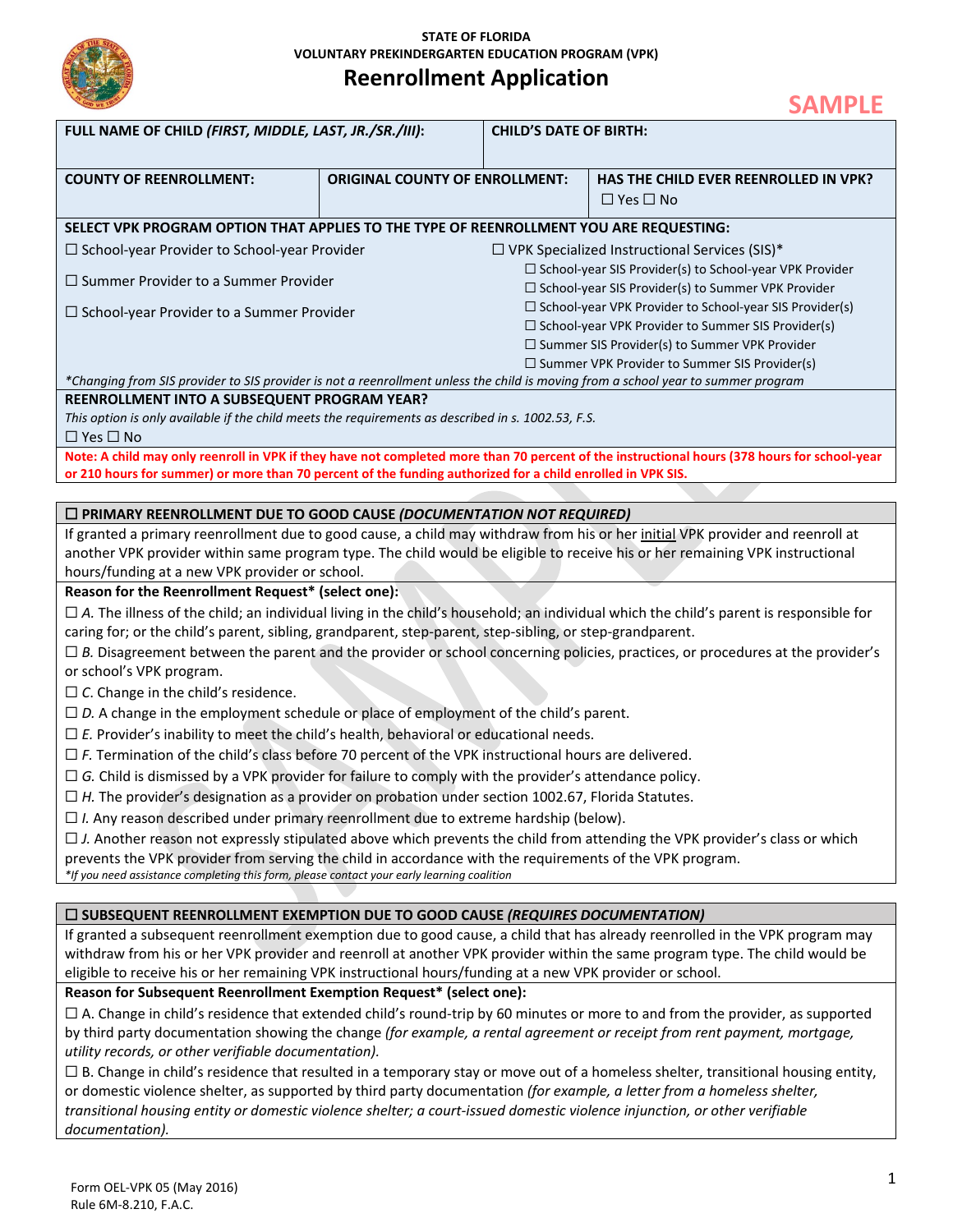**STATE OF FLORIDA**
**VOLUNTARY PREKINDERGARTEN EDUCATION PROGRAM (VPK)**

# Reenrollment Application

**SAMPLE**

| **FULL NAME OF CHILD *(FIRST, MIDDLE, LAST, JR./SR./III)*:** | | **CHILD'S DATE OF BIRTH:** |
|---|---|---|
| **COUNTY OF REENROLLMENT:** | **ORIGINAL COUNTY OF ENROLLMENT:** | **HAS THE CHILD EVER REENROLLED IN VPK?** ☐ Yes ☐ No |

**SELECT VPK PROGRAM OPTION THAT APPLIES TO THE TYPE OF REENROLLMENT YOU ARE REQUESTING:**

☐ School-year Provider to School-year Provider

☐ Summer Provider to a Summer Provider

☐ School-year Provider to a Summer Provider

☐ VPK Specialized Instructional Services (SIS)*
- ☐ School-year SIS Provider(s) to School-year VPK Provider
- ☐ School-year SIS Provider(s) to Summer VPK Provider
- ☐ School-year VPK Provider to School-year SIS Provider(s)
- ☐ School-year VPK Provider to Summer SIS Provider(s)
- ☐ Summer SIS Provider(s) to Summer VPK Provider
- ☐ Summer VPK Provider to Summer SIS Provider(s)

*\*Changing from SIS provider to SIS provider is not a reenrollment unless the child is moving from a school year to summer program*

**REENROLLMENT INTO A SUBSEQUENT PROGRAM YEAR?**

*This option is only available if the child meets the requirements as described in s. 1002.53, F.S.*

☐ Yes ☐ No

**Note: A child may only reenroll in VPK if they have not completed more than 70 percent of the instructional hours (378 hours for school-year or 210 hours for summer) or more than 70 percent of the funding authorized for a child enrolled in VPK SIS.**

## ☐ PRIMARY REENROLLMENT DUE TO GOOD CAUSE *(DOCUMENTATION NOT REQUIRED)*

If granted a primary reenrollment due to good cause, a child may withdraw from his or her initial VPK provider and reenroll at another VPK provider within same program type. The child would be eligible to receive his or her remaining VPK instructional hours/funding at a new VPK provider or school.

**Reason for the Reenrollment Request\* (select one):**

☐ *A.* The illness of the child; an individual living in the child's household; an individual which the child's parent is responsible for caring for; or the child's parent, sibling, grandparent, step-parent, step-sibling, or step-grandparent.

☐ *B.* Disagreement between the parent and the provider or school concerning policies, practices, or procedures at the provider's or school's VPK program.

☐ *C.* Change in the child's residence.

☐ *D.* A change in the employment schedule or place of employment of the child's parent.

☐ *E.* Provider's inability to meet the child's health, behavioral or educational needs.

☐ *F.* Termination of the child's class before 70 percent of the VPK instructional hours are delivered.

☐ *G.* Child is dismissed by a VPK provider for failure to comply with the provider's attendance policy.

☐ *H.* The provider's designation as a provider on probation under section 1002.67, Florida Statutes.

☐ *I.* Any reason described under primary reenrollment due to extreme hardship (below).

☐ *J.* Another reason not expressly stipulated above which prevents the child from attending the VPK provider's class or which prevents the VPK provider from serving the child in accordance with the requirements of the VPK program.

*\*If you need assistance completing this form, please contact your early learning coalition*

## ☐ SUBSEQUENT REENROLLMENT EXEMPTION DUE TO GOOD CAUSE *(REQUIRES DOCUMENTATION)*

If granted a subsequent reenrollment exemption due to good cause, a child that has already reenrolled in the VPK program may withdraw from his or her VPK provider and reenroll at another VPK provider within the same program type. The child would be eligible to receive his or her remaining VPK instructional hours/funding at a new VPK provider or school.

**Reason for Subsequent Reenrollment Exemption Request\* (select one):**

☐ A. Change in child's residence that extended child's round-trip by 60 minutes or more to and from the provider, as supported by third party documentation showing the change *(for example, a rental agreement or receipt from rent payment, mortgage, utility records, or other verifiable documentation).*

☐ B. Change in child's residence that resulted in a temporary stay or move out of a homeless shelter, transitional housing entity, or domestic violence shelter, as supported by third party documentation *(for example, a letter from a homeless shelter, transitional housing entity or domestic violence shelter; a court-issued domestic violence injunction, or other verifiable documentation).*

Form OEL-VPK 05 (May 2016)
Rule 6M-8.210, F.A.C.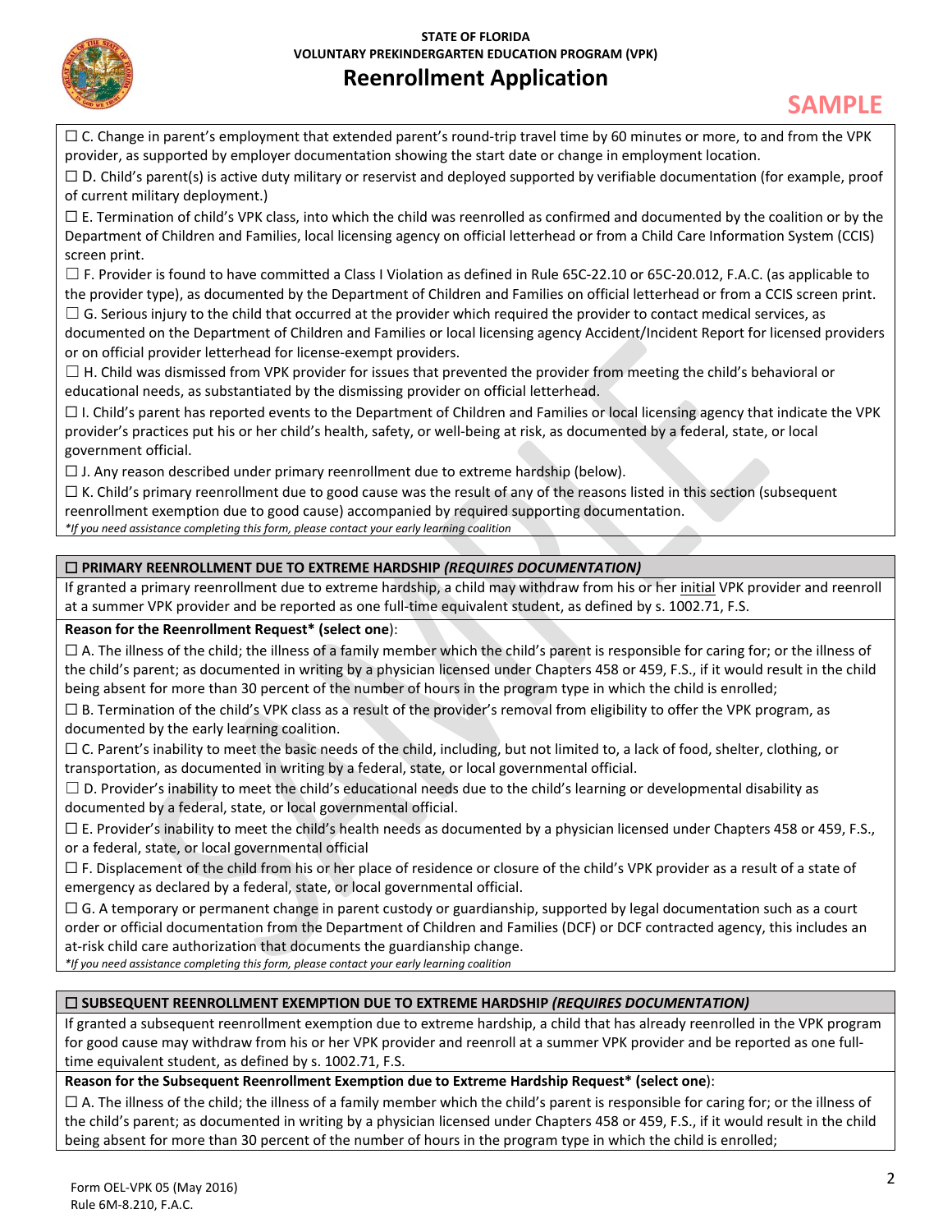☐ C. Change in parent's employment that extended parent's round-trip travel time by 60 minutes or more, to and from the VPK provider, as supported by employer documentation showing the start date or change in employment location.

☐ D. Child's parent(s) is active duty military or reservist and deployed supported by verifiable documentation (for example, proof of current military deployment.)

☐ E. Termination of child's VPK class, into which the child was reenrolled as confirmed and documented by the coalition or by the Department of Children and Families, local licensing agency on official letterhead or from a Child Care Information System (CCIS) screen print.

☐ F. Provider is found to have committed a Class I Violation as defined in Rule 65C-22.10 or 65C-20.012, F.A.C. (as applicable to the provider type), as documented by the Department of Children and Families on official letterhead or from a CCIS screen print.

☐ G. Serious injury to the child that occurred at the provider which required the provider to contact medical services, as documented on the Department of Children and Families or local licensing agency Accident/Incident Report for licensed providers or on official provider letterhead for license-exempt providers.

☐ H. Child was dismissed from VPK provider for issues that prevented the provider from meeting the child's behavioral or educational needs, as substantiated by the dismissing provider on official letterhead.

☐ I. Child's parent has reported events to the Department of Children and Families or local licensing agency that indicate the VPK provider's practices put his or her child's health, safety, or well-being at risk, as documented by a federal, state, or local government official.

☐ J. Any reason described under primary reenrollment due to extreme hardship (below).

☐ K. Child's primary reenrollment due to good cause was the result of any of the reasons listed in this section (subsequent reenrollment exemption due to good cause) accompanied by required supporting documentation.

*\*If you need assistance completing this form, please contact your early learning coalition*

## ☐ PRIMARY REENROLLMENT DUE TO EXTREME HARDSHIP *(REQUIRES DOCUMENTATION)*

If granted a primary reenrollment due to extreme hardship, a child may withdraw from his or her initial VPK provider and reenroll at a summer VPK provider and be reported as one full-time equivalent student, as defined by s. 1002.71, F.S.

**Reason for the Reenrollment Request\* (select one)**:

☐ A. The illness of the child; the illness of a family member which the child's parent is responsible for caring for; or the illness of the child's parent; as documented in writing by a physician licensed under Chapters 458 or 459, F.S., if it would result in the child being absent for more than 30 percent of the number of hours in the program type in which the child is enrolled;

☐ B. Termination of the child's VPK class as a result of the provider's removal from eligibility to offer the VPK program, as documented by the early learning coalition.

☐ C. Parent's inability to meet the basic needs of the child, including, but not limited to, a lack of food, shelter, clothing, or transportation, as documented in writing by a federal, state, or local governmental official.

☐ D. Provider's inability to meet the child's educational needs due to the child's learning or developmental disability as documented by a federal, state, or local governmental official.

☐ E. Provider's inability to meet the child's health needs as documented by a physician licensed under Chapters 458 or 459, F.S., or a federal, state, or local governmental official

☐ F. Displacement of the child from his or her place of residence or closure of the child's VPK provider as a result of a state of emergency as declared by a federal, state, or local governmental official.

☐ G. A temporary or permanent change in parent custody or guardianship, supported by legal documentation such as a court order or official documentation from the Department of Children and Families (DCF) or DCF contracted agency, this includes an at-risk child care authorization that documents the guardianship change.

*\*If you need assistance completing this form, please contact your early learning coalition*

## ☐ SUBSEQUENT REENROLLMENT EXEMPTION DUE TO EXTREME HARDSHIP *(REQUIRES DOCUMENTATION)*

If granted a subsequent reenrollment exemption due to extreme hardship, a child that has already reenrolled in the VPK program for good cause may withdraw from his or her VPK provider and reenroll at a summer VPK provider and be reported as one full-time equivalent student, as defined by s. 1002.71, F.S.

**Reason for the Subsequent Reenrollment Exemption due to Extreme Hardship Request\* (select one)**:

☐ A. The illness of the child; the illness of a family member which the child's parent is responsible for caring for; or the illness of the child's parent; as documented in writing by a physician licensed under Chapters 458 or 459, F.S., if it would result in the child being absent for more than 30 percent of the number of hours in the program type in which the child is enrolled;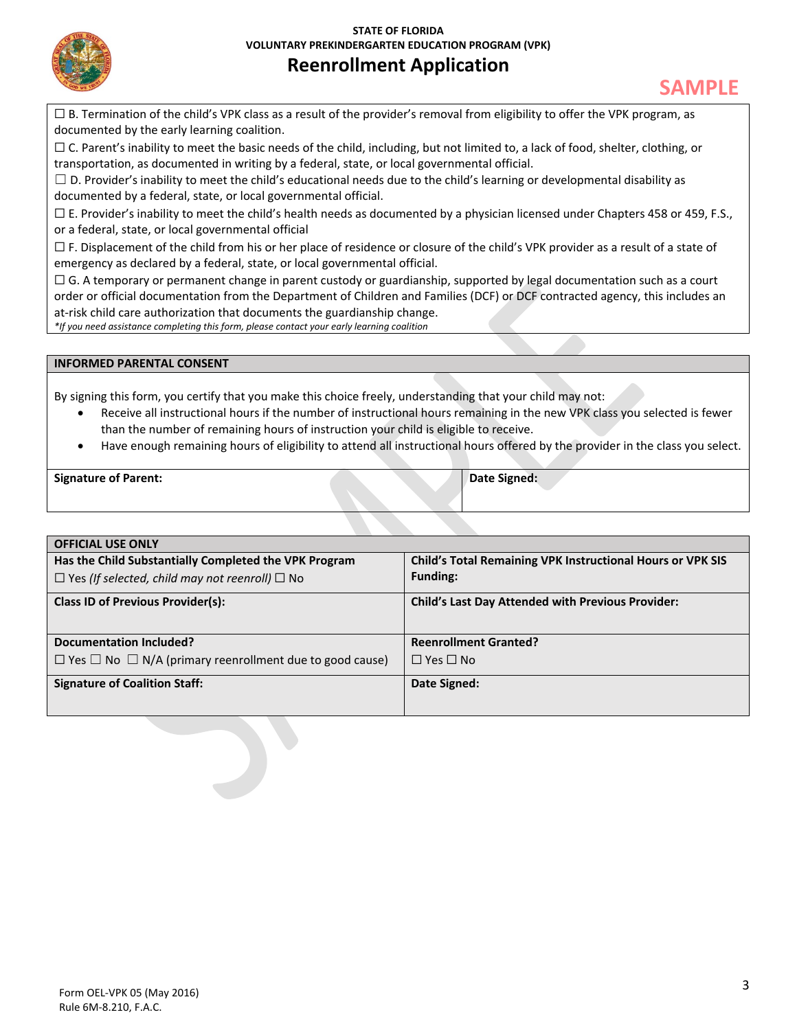☐ B. Termination of the child's VPK class as a result of the provider's removal from eligibility to offer the VPK program, as documented by the early learning coalition.

☐ C. Parent's inability to meet the basic needs of the child, including, but not limited to, a lack of food, shelter, clothing, or transportation, as documented in writing by a federal, state, or local governmental official.

☐ D. Provider's inability to meet the child's educational needs due to the child's learning or developmental disability as documented by a federal, state, or local governmental official.

☐ E. Provider's inability to meet the child's health needs as documented by a physician licensed under Chapters 458 or 459, F.S., or a federal, state, or local governmental official

☐ F. Displacement of the child from his or her place of residence or closure of the child's VPK provider as a result of a state of emergency as declared by a federal, state, or local governmental official.

☐ G. A temporary or permanent change in parent custody or guardianship, supported by legal documentation such as a court order or official documentation from the Department of Children and Families (DCF) or DCF contracted agency, this includes an at-risk child care authorization that documents the guardianship change.

*\*If you need assistance completing this form, please contact your early learning coalition*

## INFORMED PARENTAL CONSENT

By signing this form, you certify that you make this choice freely, understanding that your child may not:

- Receive all instructional hours if the number of instructional hours remaining in the new VPK class you selected is fewer than the number of remaining hours of instruction your child is eligible to receive.
- Have enough remaining hours of eligibility to attend all instructional hours offered by the provider in the class you select.

| **Signature of Parent:** | **Date Signed:** |
|---|---|
| | |

| **OFFICIAL USE ONLY** | |
|---|---|
| **Has the Child Substantially Completed the VPK Program** ☐ Yes *(If selected, child may not reenroll)* ☐ No | **Child's Total Remaining VPK Instructional Hours or VPK SIS Funding:** |
| **Class ID of Previous Provider(s):** | **Child's Last Day Attended with Previous Provider:** |
| **Documentation Included?** ☐ Yes ☐ No ☐ N/A (primary reenrollment due to good cause) | **Reenrollment Granted?** ☐ Yes ☐ No |
| **Signature of Coalition Staff:** | **Date Signed:** |

Form OEL-VPK 05 (May 2016)
Rule 6M-8.210, F.A.C.